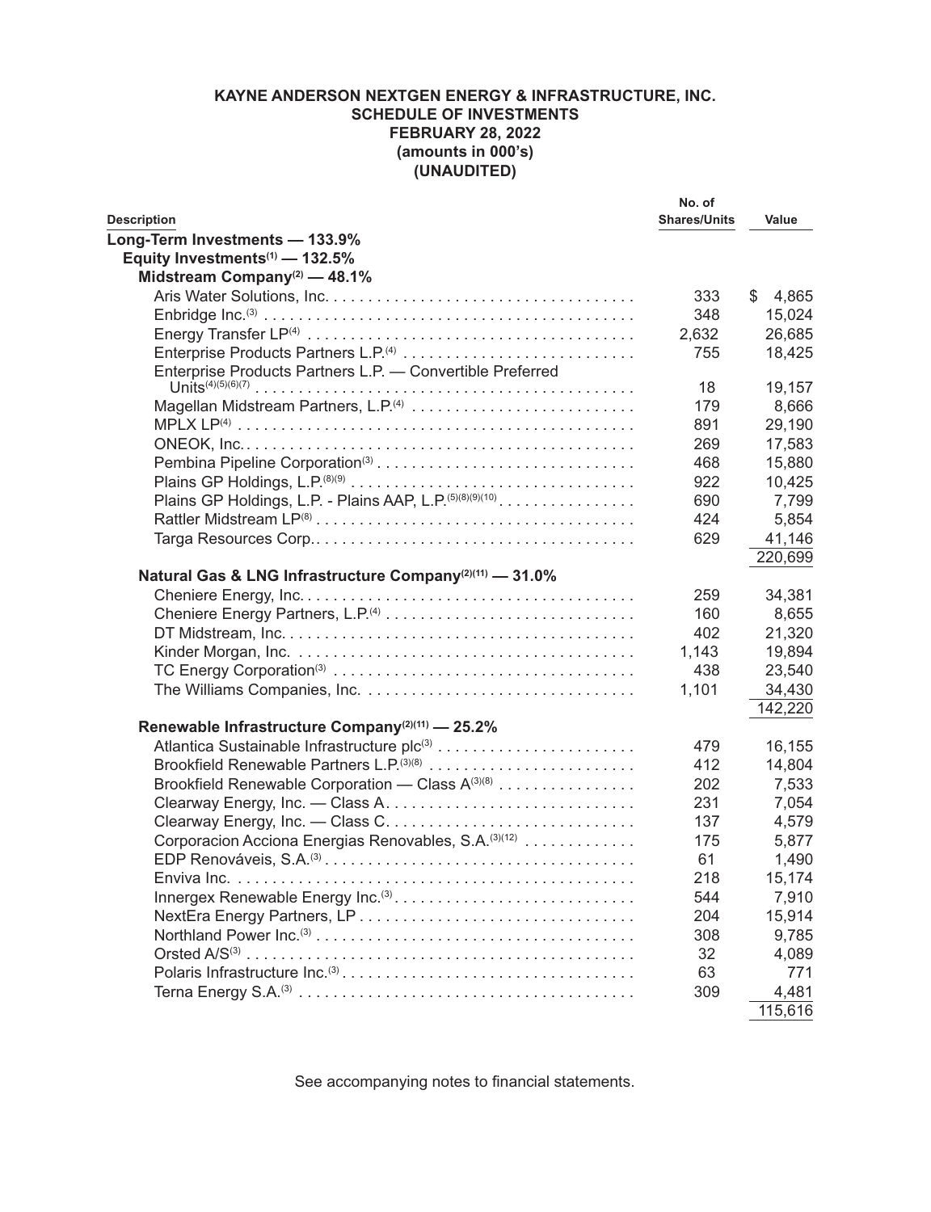**KAYNE ANDERSON NEXTGEN ENERGY & INFRASTRUCTURE, INC.**
**SCHEDULE OF INVESTMENTS**
**FEBRUARY 28, 2022**
**(amounts in 000's)**
**(UNAUDITED)**

| Description | No. of Shares/Units | Value |
|---|---|---|
| **Long-Term Investments — 133.9%** | | |
| **Equity Investments[1] — 132.5%** | | |
| **Midstream Company[2] — 48.1%** | | |
| Aris Water Solutions, Inc. | 333 | $ 4,865 |
| Enbridge Inc.[3] | 348 | 15,024 |
| Energy Transfer LP[4] | 2,632 | 26,685 |
| Enterprise Products Partners L.P.[4] | 755 | 18,425 |
| Enterprise Products Partners L.P. — Convertible Preferred Units[4][5][6][7] | 18 | 19,157 |
| Magellan Midstream Partners, L.P.[4] | 179 | 8,666 |
| MPLX LP[4] | 891 | 29,190 |
| ONEOK, Inc. | 269 | 17,583 |
| Pembina Pipeline Corporation[3] | 468 | 15,880 |
| Plains GP Holdings, L.P.[8][9] | 922 | 10,425 |
| Plains GP Holdings, L.P. - Plains AAP, L.P.[5][8][9][10] | 690 | 7,799 |
| Rattler Midstream LP[8] | 424 | 5,854 |
| Targa Resources Corp. | 629 | 41,146 |
| | | 220,699 |
| **Natural Gas & LNG Infrastructure Company[2][11] — 31.0%** | | |
| Cheniere Energy, Inc. | 259 | 34,381 |
| Cheniere Energy Partners, L.P.[4] | 160 | 8,655 |
| DT Midstream, Inc. | 402 | 21,320 |
| Kinder Morgan, Inc. | 1,143 | 19,894 |
| TC Energy Corporation[3] | 438 | 23,540 |
| The Williams Companies, Inc. | 1,101 | 34,430 |
| | | 142,220 |
| **Renewable Infrastructure Company[2][11] — 25.2%** | | |
| Atlantica Sustainable Infrastructure plc[3] | 479 | 16,155 |
| Brookfield Renewable Partners L.P.[3][8] | 412 | 14,804 |
| Brookfield Renewable Corporation — Class A[3][8] | 202 | 7,533 |
| Clearway Energy, Inc. — Class A | 231 | 7,054 |
| Clearway Energy, Inc. — Class C | 137 | 4,579 |
| Corporacion Acciona Energias Renovables, S.A.[3][12] | 175 | 5,877 |
| EDP Renováveis, S.A.[3] | 61 | 1,490 |
| Enviva Inc. | 218 | 15,174 |
| Innergex Renewable Energy Inc.[3] | 544 | 7,910 |
| NextEra Energy Partners, LP | 204 | 15,914 |
| Northland Power Inc.[3] | 308 | 9,785 |
| Orsted A/S[3] | 32 | 4,089 |
| Polaris Infrastructure Inc.[3] | 63 | 771 |
| Terna Energy S.A.[3] | 309 | 4,481 |
| | | 115,616 |

See accompanying notes to financial statements.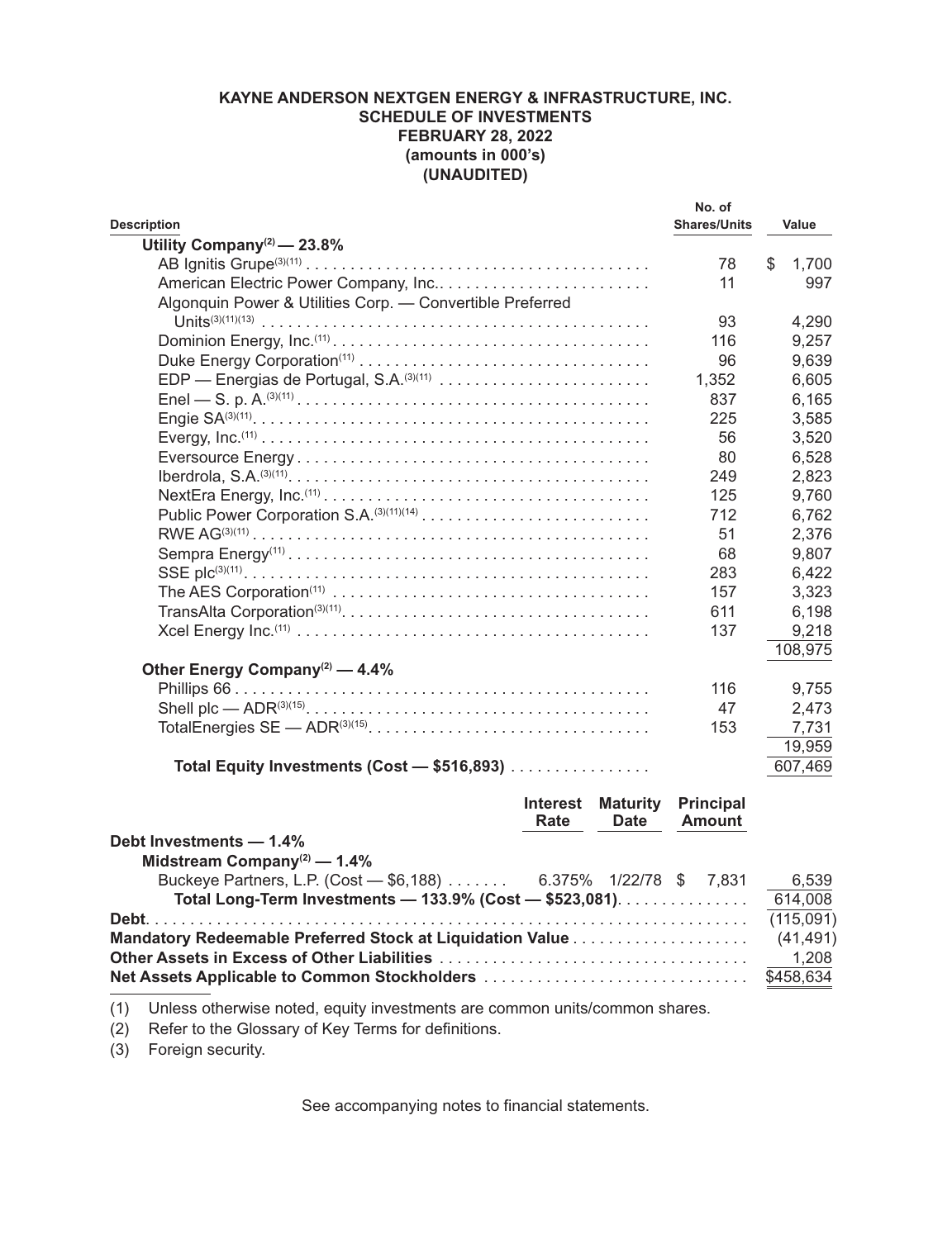**KAYNE ANDERSON NEXTGEN ENERGY & INFRASTRUCTURE, INC.**
**SCHEDULE OF INVESTMENTS**
**FEBRUARY 28, 2022**
**(amounts in 000's)**
**(UNAUDITED)**

| Description | | | No. of Shares/Units | Value |
|---|---|---|---|---|
| **Utility Company[(2)] — 23.8%** | | | | |
| AB Ignitis Grupe[(3)(11)] | | | 78 | $ 1,700 |
| American Electric Power Company, Inc. | | | 11 | 997 |
| Algonquin Power & Utilities Corp. — Convertible Preferred Units[(3)(11)(13)] | | | 93 | 4,290 |
| Dominion Energy, Inc.[(11)] | | | 116 | 9,257 |
| Duke Energy Corporation[(11)] | | | 96 | 9,639 |
| EDP — Energias de Portugal, S.A.[(3)(11)] | | | 1,352 | 6,605 |
| Enel — S. p. A.[(3)(11)] | | | 837 | 6,165 |
| Engie SA[(3)(11)] | | | 225 | 3,585 |
| Evergy, Inc.[(11)] | | | 56 | 3,520 |
| Eversource Energy | | | 80 | 6,528 |
| Iberdrola, S.A.[(3)(11)] | | | 249 | 2,823 |
| NextEra Energy, Inc.[(11)] | | | 125 | 9,760 |
| Public Power Corporation S.A.[(3)(11)(14)] | | | 712 | 6,762 |
| RWE AG[(3)(11)] | | | 51 | 2,376 |
| Sempra Energy[(11)] | | | 68 | 9,807 |
| SSE plc[(3)(11)] | | | 283 | 6,422 |
| The AES Corporation[(11)] | | | 157 | 3,323 |
| TransAlta Corporation[(3)(11)] | | | 611 | 6,198 |
| Xcel Energy Inc.[(11)] | | | 137 | 9,218 |
| | | | | 108,975 |
| **Other Energy Company[(2)] — 4.4%** | | | | |
| Phillips 66 | | | 116 | 9,755 |
| Shell plc — ADR[(3)(15)] | | | 47 | 2,473 |
| TotalEnergies SE — ADR[(3)(15)] | | | 153 | 7,731 |
| | | | | 19,959 |
| **Total Equity Investments (Cost — $516,893)** | | | | 607,469 |
| | **Interest Rate** | **Maturity Date** | **Principal Amount** | |
| **Debt Investments — 1.4%** | | | | |
| **Midstream Company[(2)] — 1.4%** | | | | |
| Buckeye Partners, L.P. (Cost — $6,188) | 6.375% | 1/22/78 | $ 7,831 | 6,539 |
| **Total Long-Term Investments — 133.9% (Cost — $523,081)** | | | | 614,008 |
| **Debt** | | | | (115,091) |
| **Mandatory Redeemable Preferred Stock at Liquidation Value** | | | | (41,491) |
| **Other Assets in Excess of Other Liabilities** | | | | 1,208 |
| **Net Assets Applicable to Common Stockholders** | | | | $458,634 |

(1) Unless otherwise noted, equity investments are common units/common shares.

(2) Refer to the Glossary of Key Terms for definitions.

(3) Foreign security.

See accompanying notes to financial statements.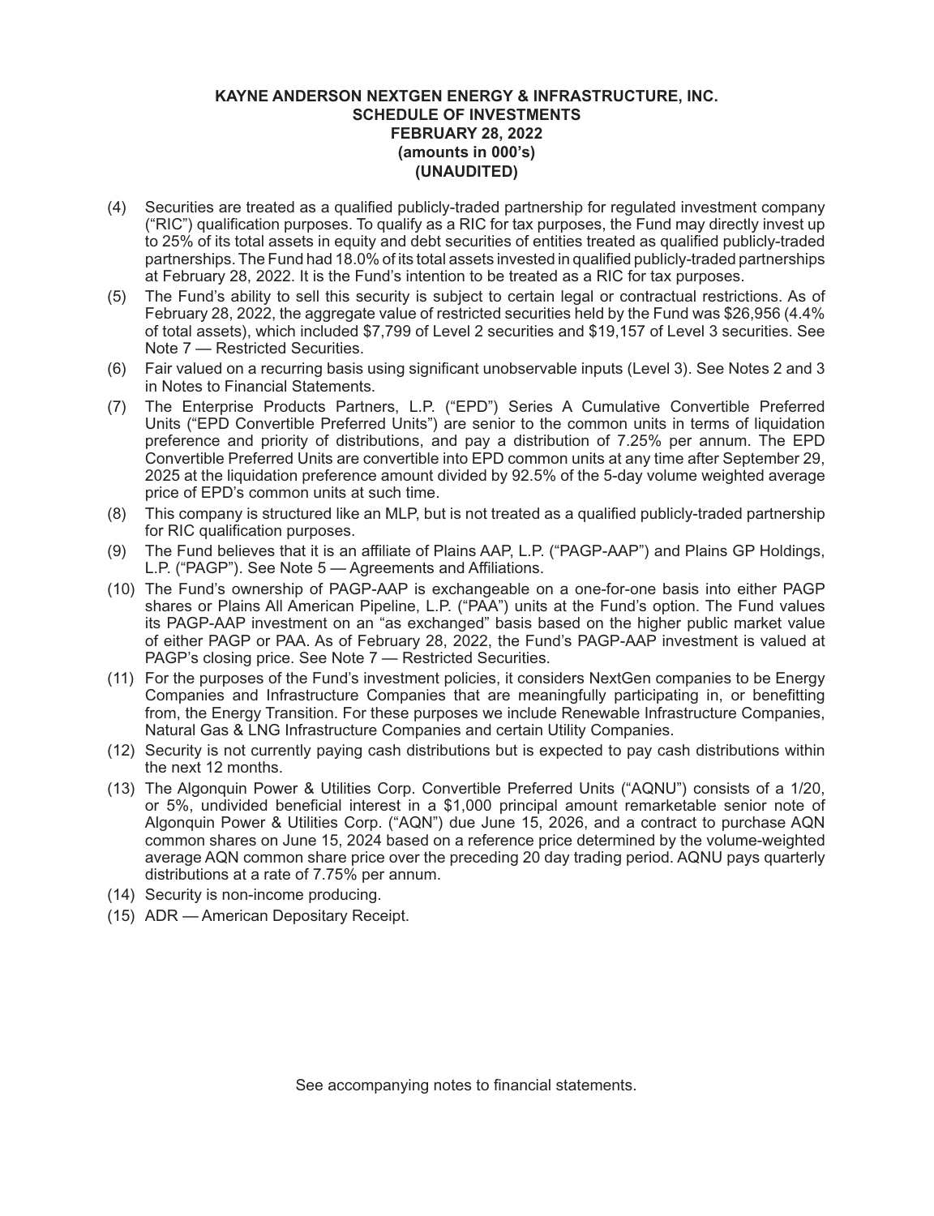**KAYNE ANDERSON NEXTGEN ENERGY & INFRASTRUCTURE, INC.**
**SCHEDULE OF INVESTMENTS**
**FEBRUARY 28, 2022**
**(amounts in 000's)**
**(UNAUDITED)**

(4) Securities are treated as a qualified publicly-traded partnership for regulated investment company ("RIC") qualification purposes. To qualify as a RIC for tax purposes, the Fund may directly invest up to 25% of its total assets in equity and debt securities of entities treated as qualified publicly-traded partnerships. The Fund had 18.0% of its total assets invested in qualified publicly-traded partnerships at February 28, 2022. It is the Fund's intention to be treated as a RIC for tax purposes.

(5) The Fund's ability to sell this security is subject to certain legal or contractual restrictions. As of February 28, 2022, the aggregate value of restricted securities held by the Fund was $26,956 (4.4% of total assets), which included $7,799 of Level 2 securities and $19,157 of Level 3 securities. See Note 7 — Restricted Securities.

(6) Fair valued on a recurring basis using significant unobservable inputs (Level 3). See Notes 2 and 3 in Notes to Financial Statements.

(7) The Enterprise Products Partners, L.P. ("EPD") Series A Cumulative Convertible Preferred Units ("EPD Convertible Preferred Units") are senior to the common units in terms of liquidation preference and priority of distributions, and pay a distribution of 7.25% per annum. The EPD Convertible Preferred Units are convertible into EPD common units at any time after September 29, 2025 at the liquidation preference amount divided by 92.5% of the 5-day volume weighted average price of EPD's common units at such time.

(8) This company is structured like an MLP, but is not treated as a qualified publicly-traded partnership for RIC qualification purposes.

(9) The Fund believes that it is an affiliate of Plains AAP, L.P. ("PAGP-AAP") and Plains GP Holdings, L.P. ("PAGP"). See Note 5 — Agreements and Affiliations.

(10) The Fund's ownership of PAGP-AAP is exchangeable on a one-for-one basis into either PAGP shares or Plains All American Pipeline, L.P. ("PAA") units at the Fund's option. The Fund values its PAGP-AAP investment on an "as exchanged" basis based on the higher public market value of either PAGP or PAA. As of February 28, 2022, the Fund's PAGP-AAP investment is valued at PAGP's closing price. See Note 7 — Restricted Securities.

(11) For the purposes of the Fund's investment policies, it considers NextGen companies to be Energy Companies and Infrastructure Companies that are meaningfully participating in, or benefitting from, the Energy Transition. For these purposes we include Renewable Infrastructure Companies, Natural Gas & LNG Infrastructure Companies and certain Utility Companies.

(12) Security is not currently paying cash distributions but is expected to pay cash distributions within the next 12 months.

(13) The Algonquin Power & Utilities Corp. Convertible Preferred Units ("AQNU") consists of a 1/20, or 5%, undivided beneficial interest in a $1,000 principal amount remarketable senior note of Algonquin Power & Utilities Corp. ("AQN") due June 15, 2026, and a contract to purchase AQN common shares on June 15, 2024 based on a reference price determined by the volume-weighted average AQN common share price over the preceding 20 day trading period. AQNU pays quarterly distributions at a rate of 7.75% per annum.

(14) Security is non-income producing.

(15) ADR — American Depositary Receipt.

See accompanying notes to financial statements.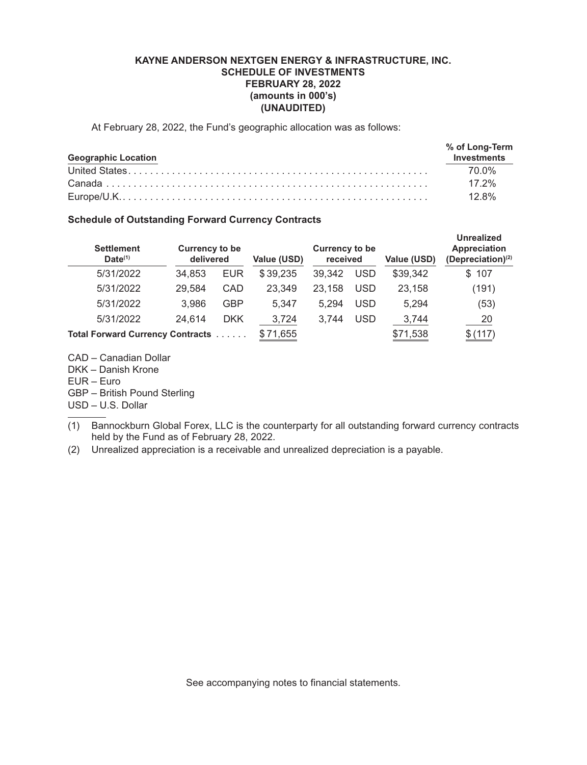**KAYNE ANDERSON NEXTGEN ENERGY & INFRASTRUCTURE, INC.**
**SCHEDULE OF INVESTMENTS**
**FEBRUARY 28, 2022**
**(amounts in 000's)**
**(UNAUDITED)**

At February 28, 2022, the Fund's geographic allocation was as follows:

| Geographic Location | % of Long-Term Investments |
|---|---|
| United States | 70.0% |
| Canada | 17.2% |
| Europe/U.K. | 12.8% |

**Schedule of Outstanding Forward Currency Contracts**

| Settlement Date[1] | Currency to be delivered | | Value (USD) | Currency to be received | | Value (USD) | Unrealized Appreciation (Depreciation)[2] |
|---|---|---|---|---|---|---|---|
| 5/31/2022 | 34,853 | EUR | $ 39,235 | 39,342 | USD | $39,342 | $ 107 |
| 5/31/2022 | 29,584 | CAD | 23,349 | 23,158 | USD | 23,158 | (191) |
| 5/31/2022 | 3,986 | GBP | 5,347 | 5,294 | USD | 5,294 | (53) |
| 5/31/2022 | 24,614 | DKK | 3,724 | 3,744 | USD | 3,744 | 20 |
| **Total Forward Currency Contracts** | | | $ 71,655 | | | $71,538 | $ (117) |

CAD – Canadian Dollar
DKK – Danish Krone
EUR – Euro
GBP – British Pound Sterling
USD – U.S. Dollar

(1) Bannockburn Global Forex, LLC is the counterparty for all outstanding forward currency contracts held by the Fund as of February 28, 2022.

(2) Unrealized appreciation is a receivable and unrealized depreciation is a payable.

See accompanying notes to financial statements.